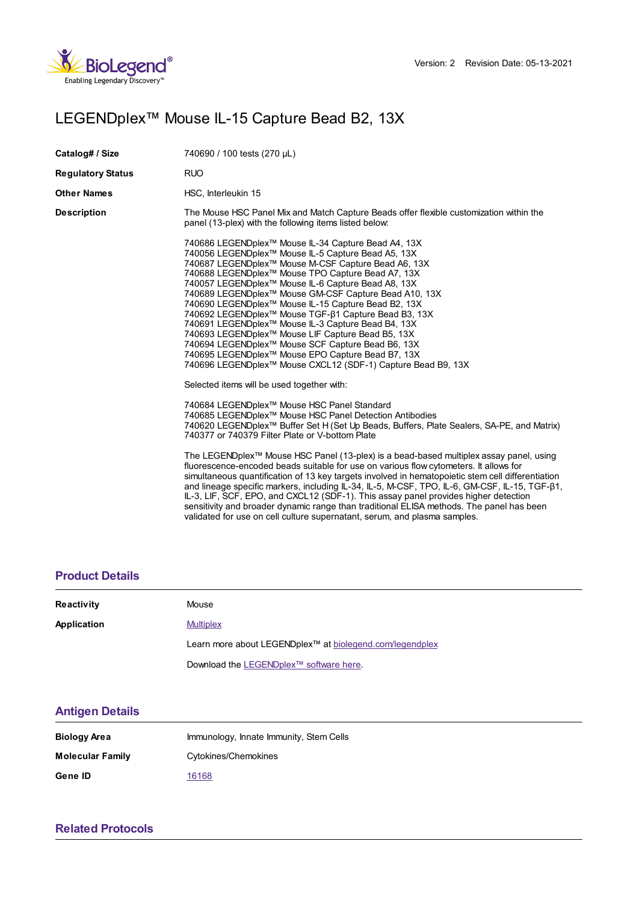# LEGENDplex™ Mouse IL-15 Capture Bead B2, 13X

| | |
|---|---|
| **Catalog# / Size** | 740690 / 100 tests (270 µL) |
| **Regulatory Status** | RUO |
| **Other Names** | HSC, Interleukin 15 |

**Description**

The Mouse HSC Panel Mix and Match Capture Beads offer flexible customization within the panel (13-plex) with the following items listed below:

740686 LEGENDplex™ Mouse IL-34 Capture Bead A4, 13X
740056 LEGENDplex™ Mouse IL-5 Capture Bead A5, 13X
740687 LEGENDplex™ Mouse M-CSF Capture Bead A6, 13X
740688 LEGENDplex™ Mouse TPO Capture Bead A7, 13X
740057 LEGENDplex™ Mouse IL-6 Capture Bead A8, 13X
740689 LEGENDplex™ Mouse GM-CSF Capture Bead A10, 13X
740690 LEGENDplex™ Mouse IL-15 Capture Bead B2, 13X
740692 LEGENDplex™ Mouse TGF-β1 Capture Bead B3, 13X
740691 LEGENDplex™ Mouse IL-3 Capture Bead B4, 13X
740693 LEGENDplex™ Mouse LIF Capture Bead B5, 13X
740694 LEGENDplex™ Mouse SCF Capture Bead B6, 13X
740695 LEGENDplex™ Mouse EPO Capture Bead B7, 13X
740696 LEGENDplex™ Mouse CXCL12 (SDF-1) Capture Bead B9, 13X

Selected items will be used together with:

740684 LEGENDplex™ Mouse HSC Panel Standard
740685 LEGENDplex™ Mouse HSC Panel Detection Antibodies
740620 LEGENDplex™ Buffer Set H (Set Up Beads, Buffers, Plate Sealers, SA-PE, and Matrix)
740377 or 740379 Filter Plate or V-bottom Plate

The LEGENDplex™ Mouse HSC Panel (13-plex) is a bead-based multiplex assay panel, using fluorescence-encoded beads suitable for use on various flow cytometers. It allows for simultaneous quantification of 13 key targets involved in hematopoietic stem cell differentiation and lineage specific markers, including IL-34, IL-5, M-CSF, TPO, IL-6, GM-CSF, IL-15, TGF-β1, IL-3, LIF, SCF, EPO, and CXCL12 (SDF-1). This assay panel provides higher detection sensitivity and broader dynamic range than traditional ELISA methods. The panel has been validated for use on cell culture supernatant, serum, and plasma samples.

## Product Details

| | |
|---|---|
| **Reactivity** | Mouse |
| **Application** | Multiplex |

Learn more about LEGENDplex™ at biolegend.com/legendplex

Download the LEGENDplex™ software here.

## Antigen Details

| | |
|---|---|
| **Biology Area** | Immunology, Innate Immunity, Stem Cells |
| **Molecular Family** | Cytokines/Chemokines |
| **Gene ID** | 16168 |

## Related Protocols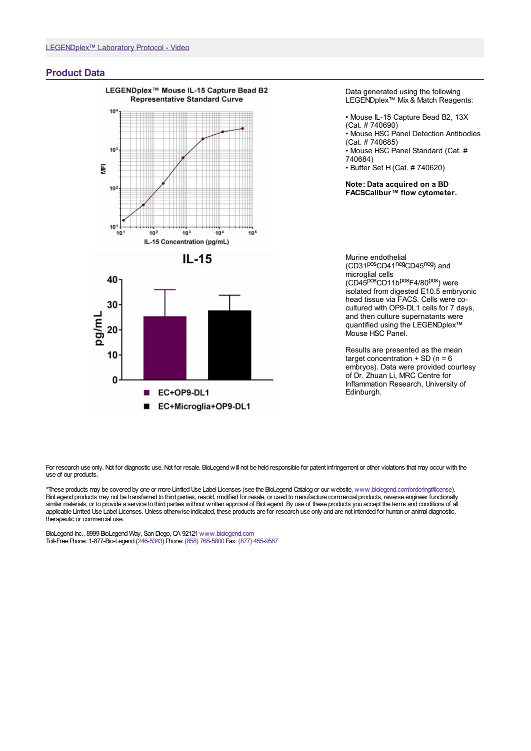[LEGENDplex™ Laboratory Protocol - Video]

## Product Data

LEGENDplex™ Mouse IL-15 Capture Bead B2
Representative Standard Curve

MFI

$10^1$ $10^2$ $10^3$ $10^4$

$10^1$ $10^2$ $10^3$ $10^4$ $10^5$

IL-15 Concentration (pg/mL)

Data generated using the following LEGENDplex™ Mix & Match Reagents:

- Mouse IL-15 Capture Bead B2, 13X (Cat. # 740690)
- Mouse HSC Panel Detection Antibodies (Cat. # 740685)
- Mouse HSC Panel Standard (Cat. # 740684)
- Buffer Set H (Cat. # 740620)

**Note: Data acquired on a BD FACSCalibur™ flow cytometer.**

IL-15

pg/mL

0
10
20
30
40

EC+OP9-DL1

EC+Microglia+OP9-DL1

Murine endothelial ($CD31^{pos}CD41^{neg}CD45^{neg}$) and microglial cells ($CD45^{pos}CD11b^{pos}F4/80^{pos}$) were isolated from digested E10.5 embryonic head tissue via FACS. Cells were co-cultured with OP9-DL1 cells for 7 days, and then culture supernatants were quantified using the LEGENDplex™ Mouse HSC Panel.

Results are presented as the mean target concentration + SD (n = 6 embryos). Data were provided courtesy of Dr. Zhuan Li, MRC Centre for Inflammation Research, University of Edinburgh.

For research use only. Not for diagnostic use. Not for resale. BioLegend will not be held responsible for patent infringement or other violations that may occur with the use of our products.

*These products may be covered by one or more Limited Use Label Licenses (see the BioLegend Catalog or our website, www.biolegend.com/ordering#license). BioLegend products may not be transferred to third parties, resold, modified for resale, or used to manufacture commercial products, reverse engineer functionally similar materials, or to provide a service to third parties without written approval of BioLegend. By use of these products you accept the terms and conditions of all applicable Limited Use Label Licenses. Unless otherwise indicated, these products are for research use only and are not intended for human or animal diagnostic, therapeutic or commercial use.

BioLegend Inc., 8999 BioLegend Way, San Diego, CA 92121 www.biolegend.com
Toll-Free Phone: 1-877-Bio-Legend (246-5343) Phone: (858) 768-5800 Fax: (877) 455-9587